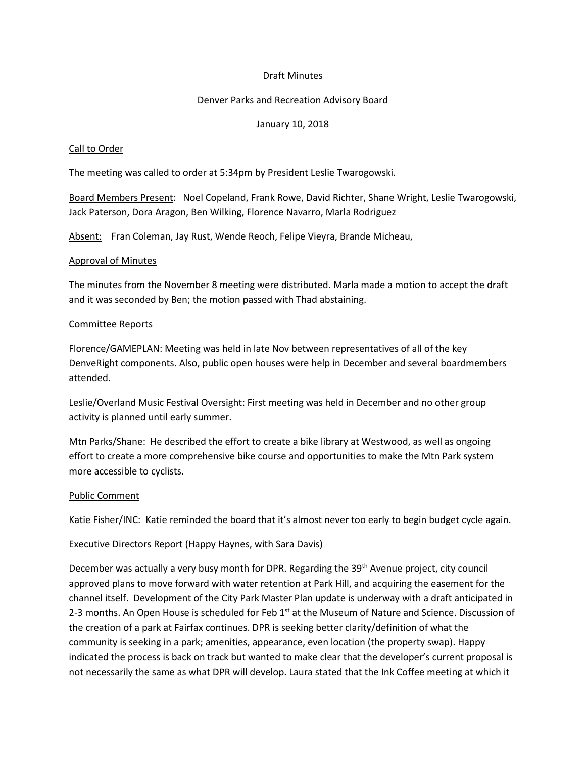Draft Minutes

Denver Parks and Recreation Advisory Board

January 10, 2018

## Call to Order

The meeting was called to order at 5:34pm by President Leslie Twarogowski.

Board Members Present: Noel Copeland, Frank Rowe, David Richter, Shane Wright, Leslie Twarogowski, Jack Paterson, Dora Aragon, Ben Wilking, Florence Navarro, Marla Rodriguez

Absent: Fran Coleman, Jay Rust, Wende Reoch, Felipe Vieyra, Brande Micheau,

## Approval of Minutes

The minutes from the November 8 meeting were distributed. Marla made a motion to accept the draft and it was seconded by Ben; the motion passed with Thad abstaining.

## Committee Reports

Florence/GAMEPLAN: Meeting was held in late Nov between representatives of all of the key DenveRight components. Also, public open houses were help in December and several boardmembers attended.

Leslie/Overland Music Festival Oversight: First meeting was held in December and no other group activity is planned until early summer.

Mtn Parks/Shane: He described the effort to create a bike library at Westwood, as well as ongoing effort to create a more comprehensive bike course and opportunities to make the Mtn Park system more accessible to cyclists.

## Public Comment

Katie Fisher/INC: Katie reminded the board that it's almost never too early to begin budget cycle again.

## Executive Directors Report (Happy Haynes, with Sara Davis)

December was actually a very busy month for DPR. Regarding the 39th Avenue project, city council approved plans to move forward with water retention at Park Hill, and acquiring the easement for the channel itself. Development of the City Park Master Plan update is underway with a draft anticipated in 2-3 months. An Open House is scheduled for Feb 1st at the Museum of Nature and Science. Discussion of the creation of a park at Fairfax continues. DPR is seeking better clarity/definition of what the community is seeking in a park; amenities, appearance, even location (the property swap). Happy indicated the process is back on track but wanted to make clear that the developer's current proposal is not necessarily the same as what DPR will develop. Laura stated that the Ink Coffee meeting at which it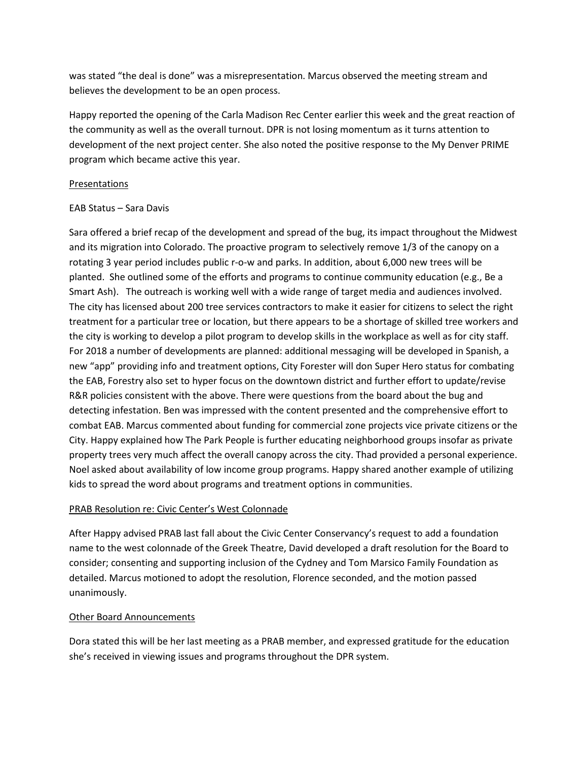was stated "the deal is done" was a misrepresentation. Marcus observed the meeting stream and believes the development to be an open process.

Happy reported the opening of the Carla Madison Rec Center earlier this week and the great reaction of the community as well as the overall turnout. DPR is not losing momentum as it turns attention to development of the next project center. She also noted the positive response to the My Denver PRIME program which became active this year.

<u>Presentations</u>

EAB Status – Sara Davis

Sara offered a brief recap of the development and spread of the bug, its impact throughout the Midwest and its migration into Colorado. The proactive program to selectively remove 1/3 of the canopy on a rotating 3 year period includes public r-o-w and parks. In addition, about 6,000 new trees will be planted. She outlined some of the efforts and programs to continue community education (e.g., Be a Smart Ash). The outreach is working well with a wide range of target media and audiences involved. The city has licensed about 200 tree services contractors to make it easier for citizens to select the right treatment for a particular tree or location, but there appears to be a shortage of skilled tree workers and the city is working to develop a pilot program to develop skills in the workplace as well as for city staff. For 2018 a number of developments are planned: additional messaging will be developed in Spanish, a new "app" providing info and treatment options, City Forester will don Super Hero status for combating the EAB, Forestry also set to hyper focus on the downtown district and further effort to update/revise R&R policies consistent with the above. There were questions from the board about the bug and detecting infestation. Ben was impressed with the content presented and the comprehensive effort to combat EAB. Marcus commented about funding for commercial zone projects vice private citizens or the City. Happy explained how The Park People is further educating neighborhood groups insofar as private property trees very much affect the overall canopy across the city. Thad provided a personal experience. Noel asked about availability of low income group programs. Happy shared another example of utilizing kids to spread the word about programs and treatment options in communities.

<u>PRAB Resolution re: Civic Center's West Colonnade</u>

After Happy advised PRAB last fall about the Civic Center Conservancy's request to add a foundation name to the west colonnade of the Greek Theatre, David developed a draft resolution for the Board to consider; consenting and supporting inclusion of the Cydney and Tom Marsico Family Foundation as detailed. Marcus motioned to adopt the resolution, Florence seconded, and the motion passed unanimously.

<u>Other Board Announcements</u>

Dora stated this will be her last meeting as a PRAB member, and expressed gratitude for the education she's received in viewing issues and programs throughout the DPR system.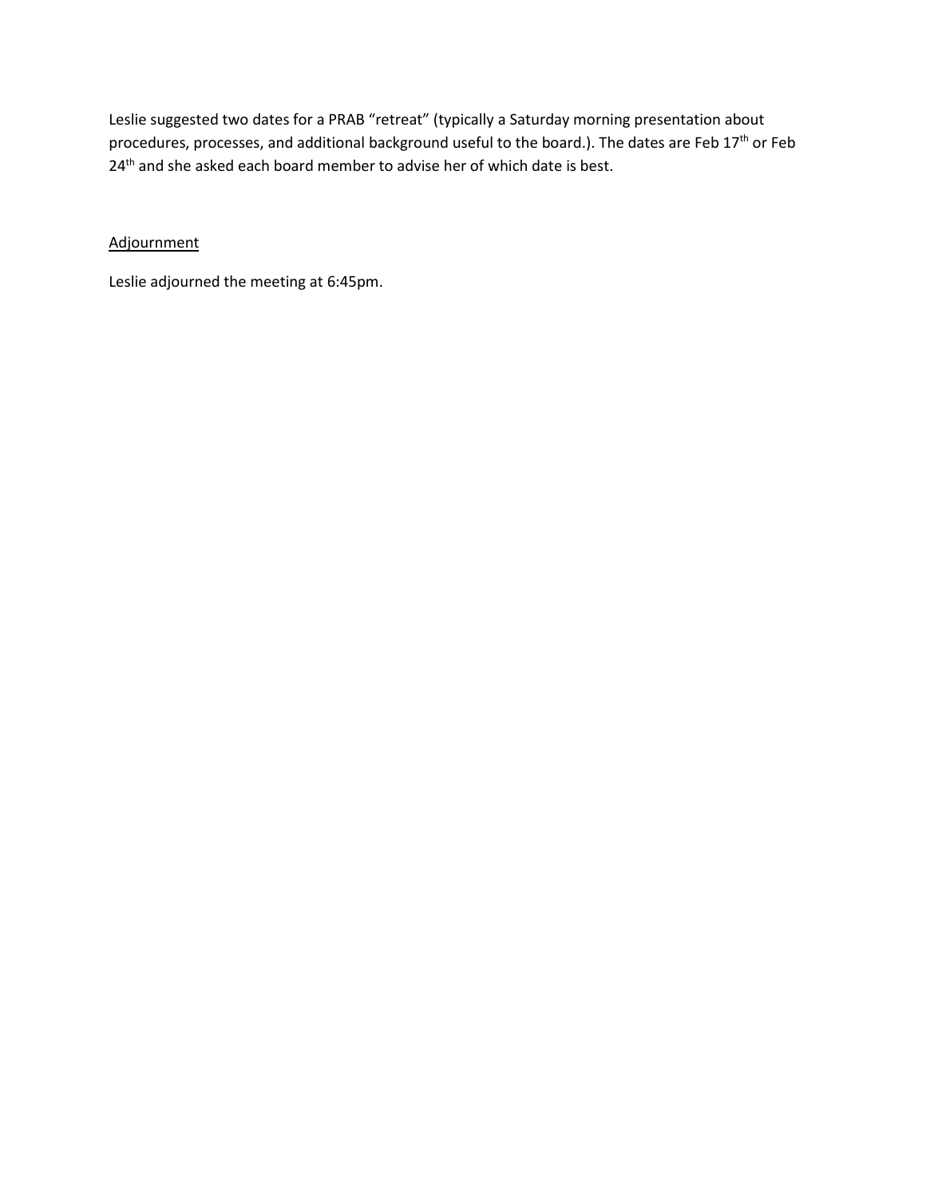Leslie suggested two dates for a PRAB "retreat" (typically a Saturday morning presentation about procedures, processes, and additional background useful to the board.). The dates are Feb 17th or Feb 24th and she asked each board member to advise her of which date is best.

<u>Adjournment</u>

Leslie adjourned the meeting at 6:45pm.